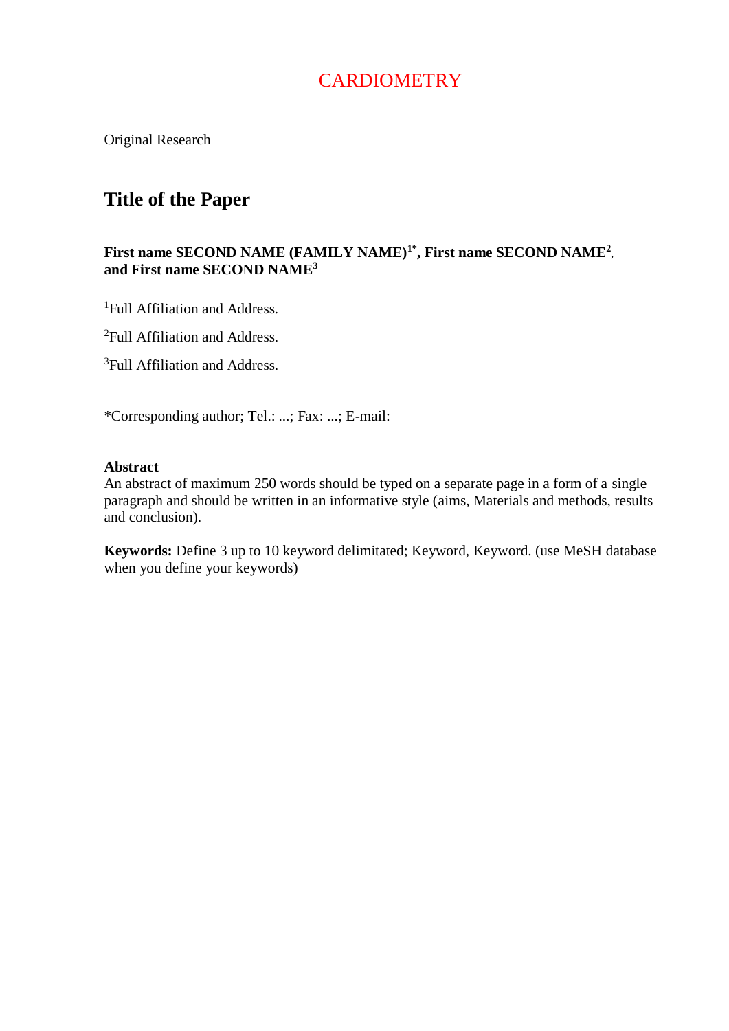# CARDIOMETRY

Original Research

## Title of the Paper

**First name SECOND NAME (FAMILY NAME)[1*], First name SECOND NAME[2], and First name SECOND NAME[3]**

[1]Full Affiliation and Address.

[2]Full Affiliation and Address.

[3]Full Affiliation and Address.

*Corresponding author; Tel.: ...; Fax: ...; E-mail:

**Abstract**
An abstract of maximum 250 words should be typed on a separate page in a form of a single paragraph and should be written in an informative style (aims, Materials and methods, results and conclusion).

**Keywords:** Define 3 up to 10 keyword delimitated; Keyword, Keyword. (use MeSH database when you define your keywords)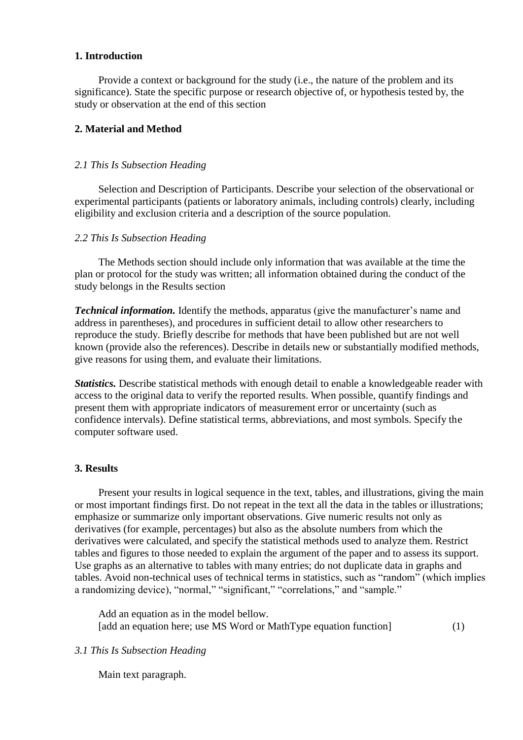## 1. Introduction

Provide a context or background for the study (i.e., the nature of the problem and its significance). State the specific purpose or research objective of, or hypothesis tested by, the study or observation at the end of this section

## 2. Material and Method

### *2.1 This Is Subsection Heading*

Selection and Description of Participants. Describe your selection of the observational or experimental participants (patients or laboratory animals, including controls) clearly, including eligibility and exclusion criteria and a description of the source population.

### *2.2 This Is Subsection Heading*

The Methods section should include only information that was available at the time the plan or protocol for the study was written; all information obtained during the conduct of the study belongs in the Results section

***Technical information.*** Identify the methods, apparatus (give the manufacturer's name and address in parentheses), and procedures in sufficient detail to allow other researchers to reproduce the study. Briefly describe for methods that have been published but are not well known (provide also the references). Describe in details new or substantially modified methods, give reasons for using them, and evaluate their limitations.

***Statistics.*** Describe statistical methods with enough detail to enable a knowledgeable reader with access to the original data to verify the reported results. When possible, quantify findings and present them with appropriate indicators of measurement error or uncertainty (such as confidence intervals). Define statistical terms, abbreviations, and most symbols. Specify the computer software used.

## 3. Results

Present your results in logical sequence in the text, tables, and illustrations, giving the main or most important findings first. Do not repeat in the text all the data in the tables or illustrations; emphasize or summarize only important observations. Give numeric results not only as derivatives (for example, percentages) but also as the absolute numbers from which the derivatives were calculated, and specify the statistical methods used to analyze them. Restrict tables and figures to those needed to explain the argument of the paper and to assess its support. Use graphs as an alternative to tables with many entries; do not duplicate data in graphs and tables. Avoid non-technical uses of technical terms in statistics, such as "random" (which implies a randomizing device), "normal," "significant," "correlations," and "sample."

Add an equation as in the model bellow.
[add an equation here; use MS Word or MathType equation function] (1)

### *3.1 This Is Subsection Heading*

Main text paragraph.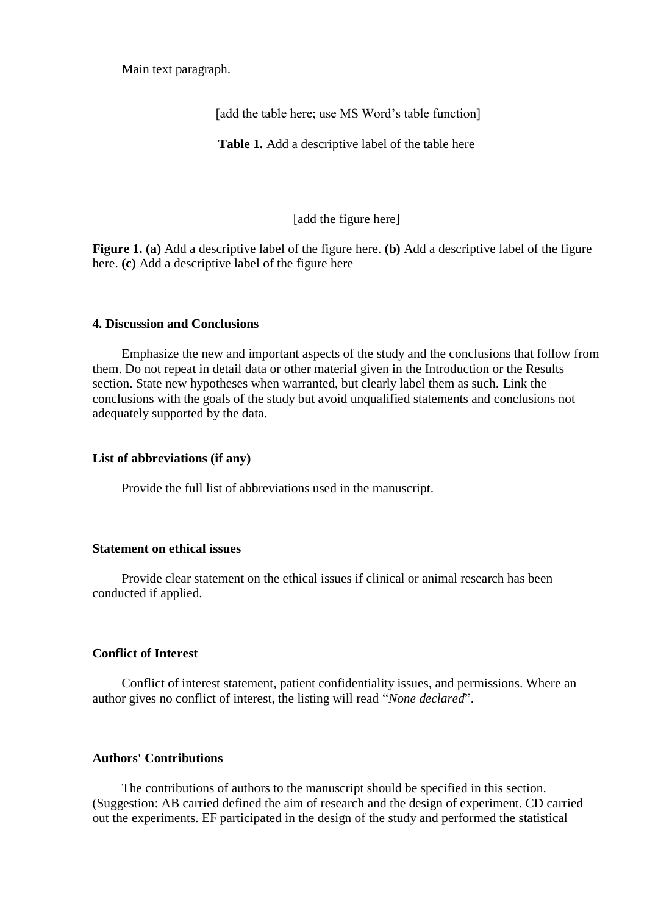Main text paragraph.

[add the table here; use MS Word's table function]

**Table 1.** Add a descriptive label of the table here

[add the figure here]

**Figure 1. (a)** Add a descriptive label of the figure here. **(b)** Add a descriptive label of the figure here. **(c)** Add a descriptive label of the figure here

**4. Discussion and Conclusions**

Emphasize the new and important aspects of the study and the conclusions that follow from them. Do not repeat in detail data or other material given in the Introduction or the Results section. State new hypotheses when warranted, but clearly label them as such. Link the conclusions with the goals of the study but avoid unqualified statements and conclusions not adequately supported by the data.

**List of abbreviations (if any)**

Provide the full list of abbreviations used in the manuscript.

**Statement on ethical issues**

Provide clear statement on the ethical issues if clinical or animal research has been conducted if applied.

**Conflict of Interest**

Conflict of interest statement, patient confidentiality issues, and permissions. Where an author gives no conflict of interest, the listing will read "*None declared*".

**Authors' Contributions**

The contributions of authors to the manuscript should be specified in this section. (Suggestion: AB carried defined the aim of research and the design of experiment. CD carried out the experiments. EF participated in the design of the study and performed the statistical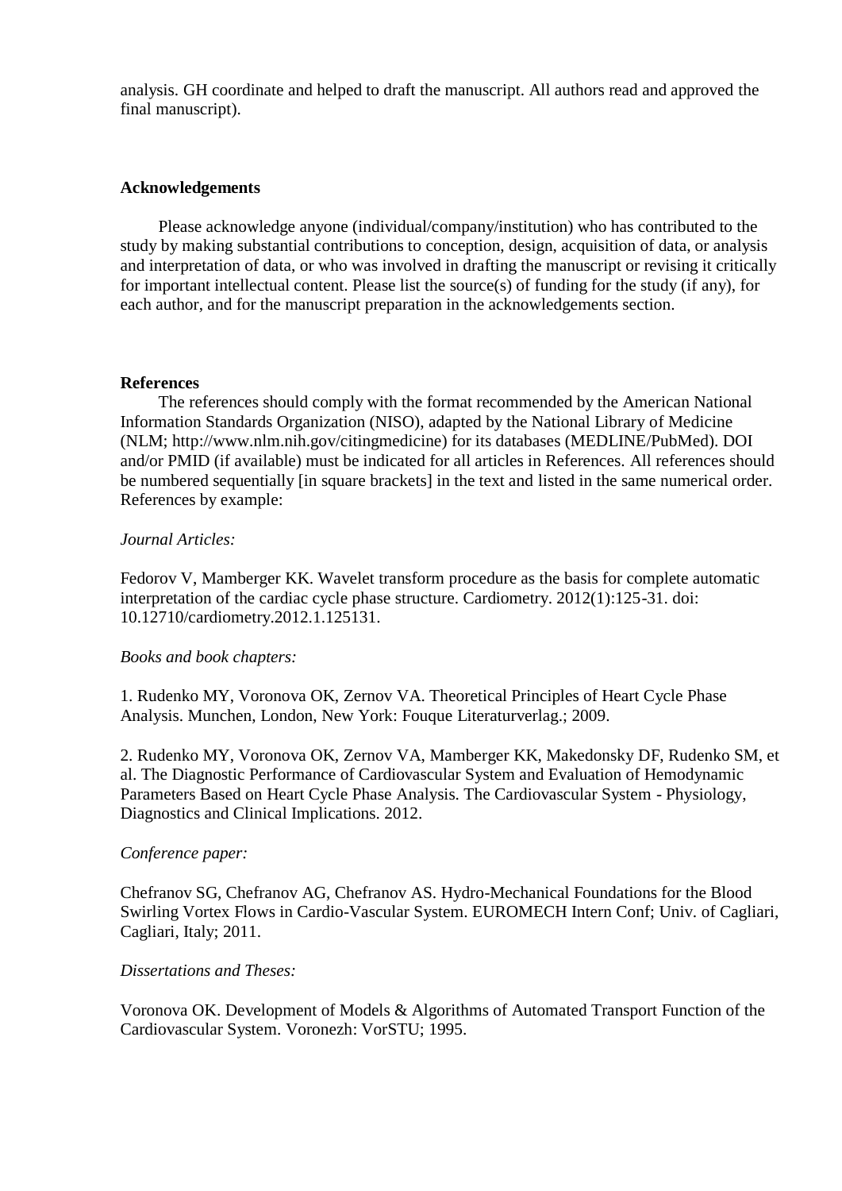analysis. GH coordinate and helped to draft the manuscript. All authors read and approved the final manuscript).

**Acknowledgements**

Please acknowledge anyone (individual/company/institution) who has contributed to the study by making substantial contributions to conception, design, acquisition of data, or analysis and interpretation of data, or who was involved in drafting the manuscript or revising it critically for important intellectual content. Please list the source(s) of funding for the study (if any), for each author, and for the manuscript preparation in the acknowledgements section.

**References**

The references should comply with the format recommended by the American National Information Standards Organization (NISO), adapted by the National Library of Medicine (NLM; http://www.nlm.nih.gov/citingmedicine) for its databases (MEDLINE/PubMed). DOI and/or PMID (if available) must be indicated for all articles in References. All references should be numbered sequentially [in square brackets] in the text and listed in the same numerical order. References by example:

*Journal Articles:*

Fedorov V, Mamberger KK. Wavelet transform procedure as the basis for complete automatic interpretation of the cardiac cycle phase structure. Cardiometry. 2012(1):125-31. doi: 10.12710/cardiometry.2012.1.125131.

*Books and book chapters:*

1. Rudenko MY, Voronova OK, Zernov VA. Theoretical Principles of Heart Cycle Phase Analysis. Munchen, London, New York: Fouque Literaturverlag.; 2009.

2. Rudenko MY, Voronova OK, Zernov VA, Mamberger KK, Makedonsky DF, Rudenko SM, et al. The Diagnostic Performance of Cardiovascular System and Evaluation of Hemodynamic Parameters Based on Heart Cycle Phase Analysis. The Cardiovascular System - Physiology, Diagnostics and Clinical Implications. 2012.

*Conference paper:*

Chefranov SG, Chefranov AG, Chefranov AS. Hydro-Mechanical Foundations for the Blood Swirling Vortex Flows in Cardio-Vascular System. EUROMECH Intern Conf; Univ. of Cagliari, Cagliari, Italy; 2011.

*Dissertations and Theses:*

Voronova OK. Development of Models & Algorithms of Automated Transport Function of the Cardiovascular System. Voronezh: VorSTU; 1995.